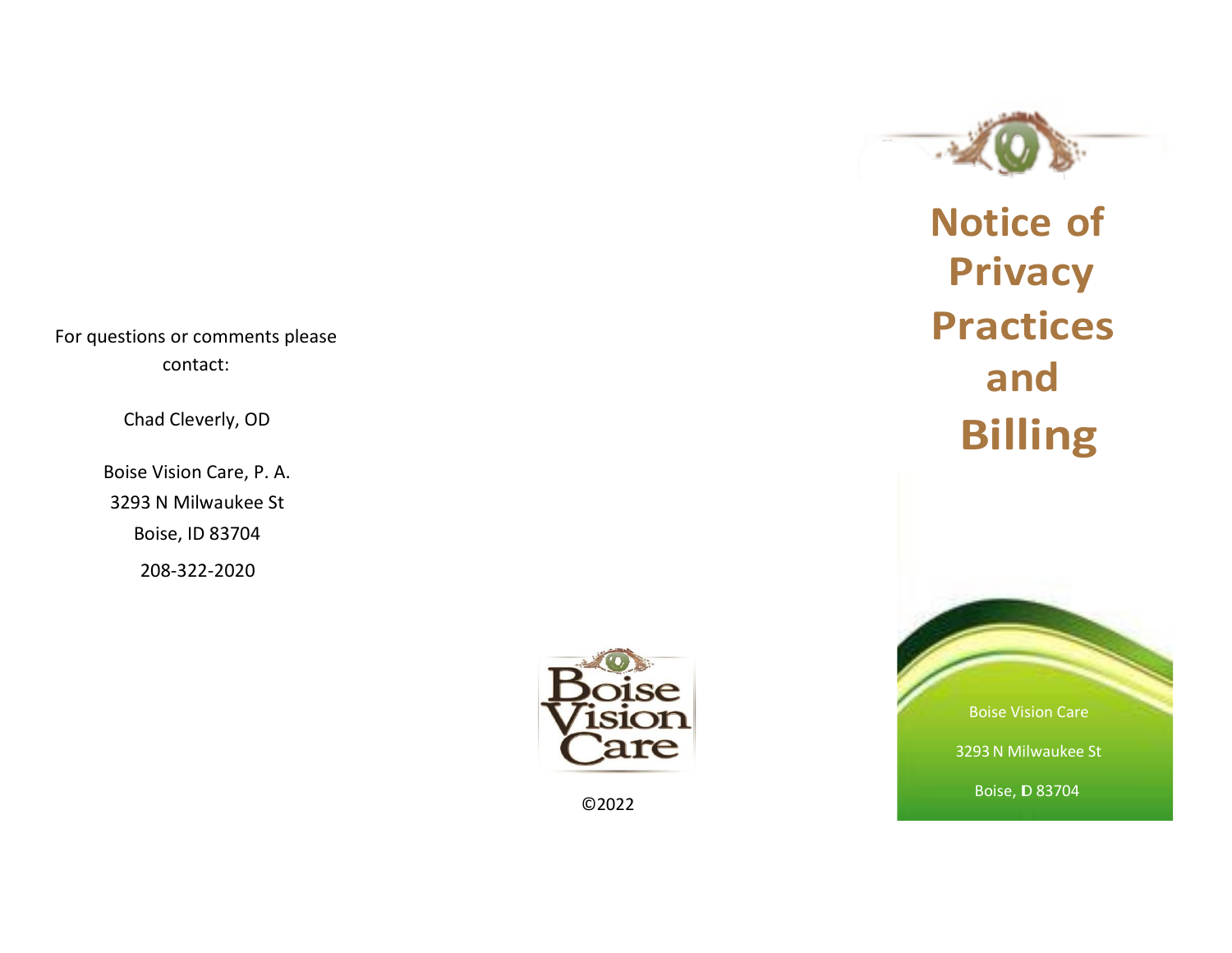For questions or comments please contact:

Chad Cleverly, OD

Boise Vision Care, P. A.
3293 N Milwaukee St
Boise, ID 83704
208-322-2020

Boise Vision Care

©2022

# Notice of Privacy Practices and Billing

Boise Vision Care

3293 N Milwaukee St

Boise, ID 83704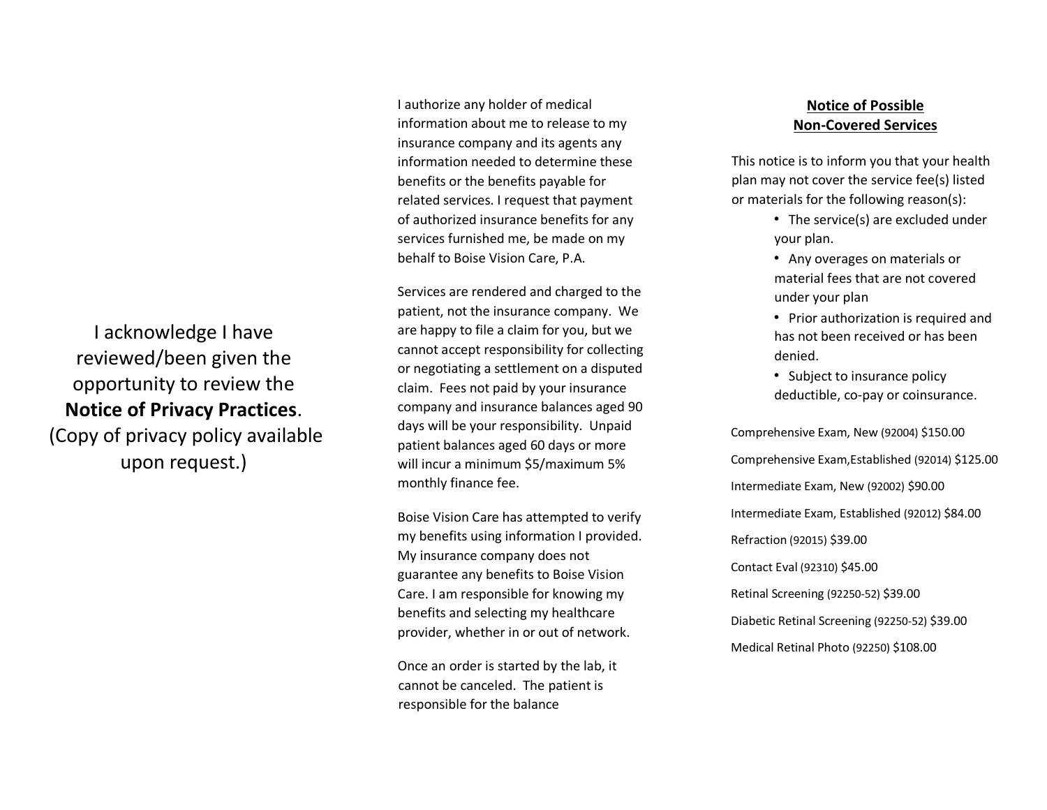I acknowledge I have reviewed/been given the opportunity to review the **Notice of Privacy Practices**. (Copy of privacy policy available upon request.)

I authorize any holder of medical information about me to release to my insurance company and its agents any information needed to determine these benefits or the benefits payable for related services. I request that payment of authorized insurance benefits for any services furnished me, be made on my behalf to Boise Vision Care, P.A.

Services are rendered and charged to the patient, not the insurance company. We are happy to file a claim for you, but we cannot accept responsibility for collecting or negotiating a settlement on a disputed claim. Fees not paid by your insurance company and insurance balances aged 90 days will be your responsibility. Unpaid patient balances aged 60 days or more will incur a minimum $5/maximum 5% monthly finance fee.

Boise Vision Care has attempted to verify my benefits using information I provided. My insurance company does not guarantee any benefits to Boise Vision Care. I am responsible for knowing my benefits and selecting my healthcare provider, whether in or out of network.

Once an order is started by the lab, it cannot be canceled. The patient is responsible for the balance

## Notice of Possible Non-Covered Services

This notice is to inform you that your health plan may not cover the service fee(s) listed or materials for the following reason(s):

- The service(s) are excluded under your plan.
- Any overages on materials or material fees that are not covered under your plan
- Prior authorization is required and has not been received or has been denied.
- Subject to insurance policy deductible, co-pay or coinsurance.

Comprehensive Exam, New (92004) $150.00

Comprehensive Exam,Established (92014) $125.00

Intermediate Exam, New (92002) $90.00

Intermediate Exam, Established (92012) $84.00

Refraction (92015) $39.00

Contact Eval (92310) $45.00

Retinal Screening (92250-52) $39.00

Diabetic Retinal Screening (92250-52) $39.00

Medical Retinal Photo (92250) $108.00